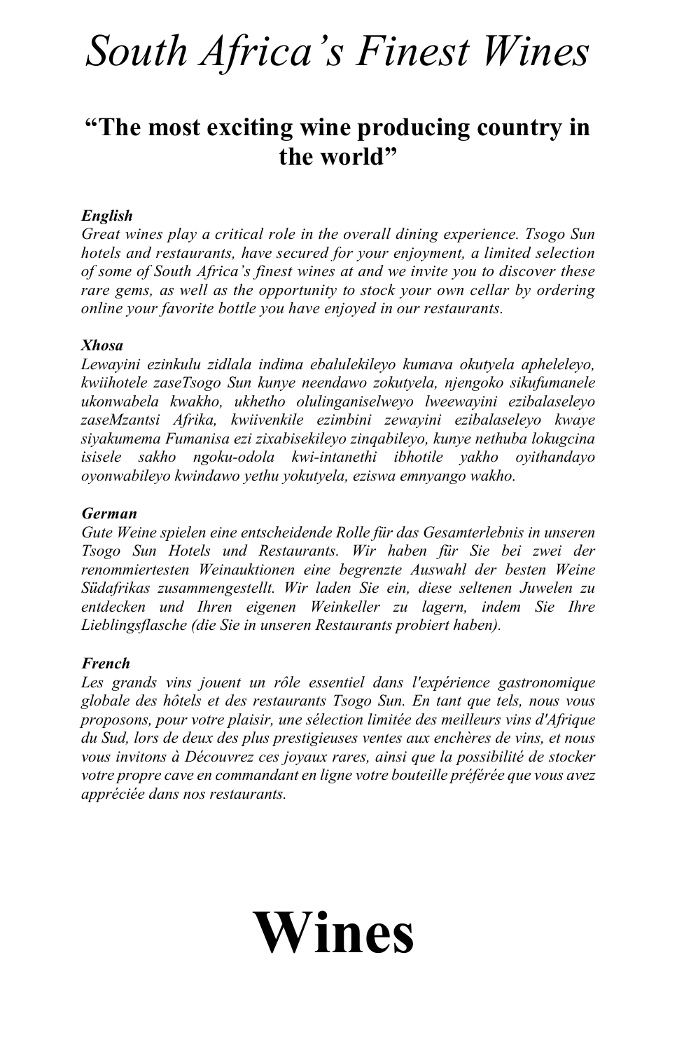# *South Africa's Finest Wines*

## "The most exciting wine producing country in the world"

***English***
*Great wines play a critical role in the overall dining experience. Tsogo Sun hotels and restaurants, have secured for your enjoyment, a limited selection of some of South Africa's finest wines at and we invite you to discover these rare gems, as well as the opportunity to stock your own cellar by ordering online your favorite bottle you have enjoyed in our restaurants.*

***Xhosa***
*Lewayini ezinkulu zidlala indima ebalulekileyo kumava okutyela apheleleyo, kwiihotele zaseTsogo Sun kunye neendawo zokutyela, njengoko sikufumanele ukonwabela kwakho, ukhetho olulinganiselweyo lweewayini ezibalaseleyo zaseMzantsi Afrika, kwiivenkile ezimbini zewayini ezibalaseleyo kwaye siyakumema Fumanisa ezi zixabisekileyo zinqabileyo, kunye nethuba lokugcina isisele sakho ngoku-odola kwi-intanethi ibhotile yakho oyithandayo oyonwabileyo kwindawo yethu yokutyela, eziswa emnyango wakho.*

***German***
*Gute Weine spielen eine entscheidende Rolle für das Gesamterlebnis in unseren Tsogo Sun Hotels und Restaurants. Wir haben für Sie bei zwei der renommiertesten Weinauktionen eine begrenzte Auswahl der besten Weine Südafrikas zusammengestellt. Wir laden Sie ein, diese seltenen Juwelen zu entdecken und Ihren eigenen Weinkeller zu lagern, indem Sie Ihre Lieblingsflasche (die Sie in unseren Restaurants probiert haben).*

***French***
*Les grands vins jouent un rôle essentiel dans l'expérience gastronomique globale des hôtels et des restaurants Tsogo Sun. En tant que tels, nous vous proposons, pour votre plaisir, une sélection limitée des meilleurs vins d'Afrique du Sud, lors de deux des plus prestigieuses ventes aux enchères de vins, et nous vous invitons à Découvrez ces joyaux rares, ainsi que la possibilité de stocker votre propre cave en commandant en ligne votre bouteille préférée que vous avez appréciée dans nos restaurants.*

# Wines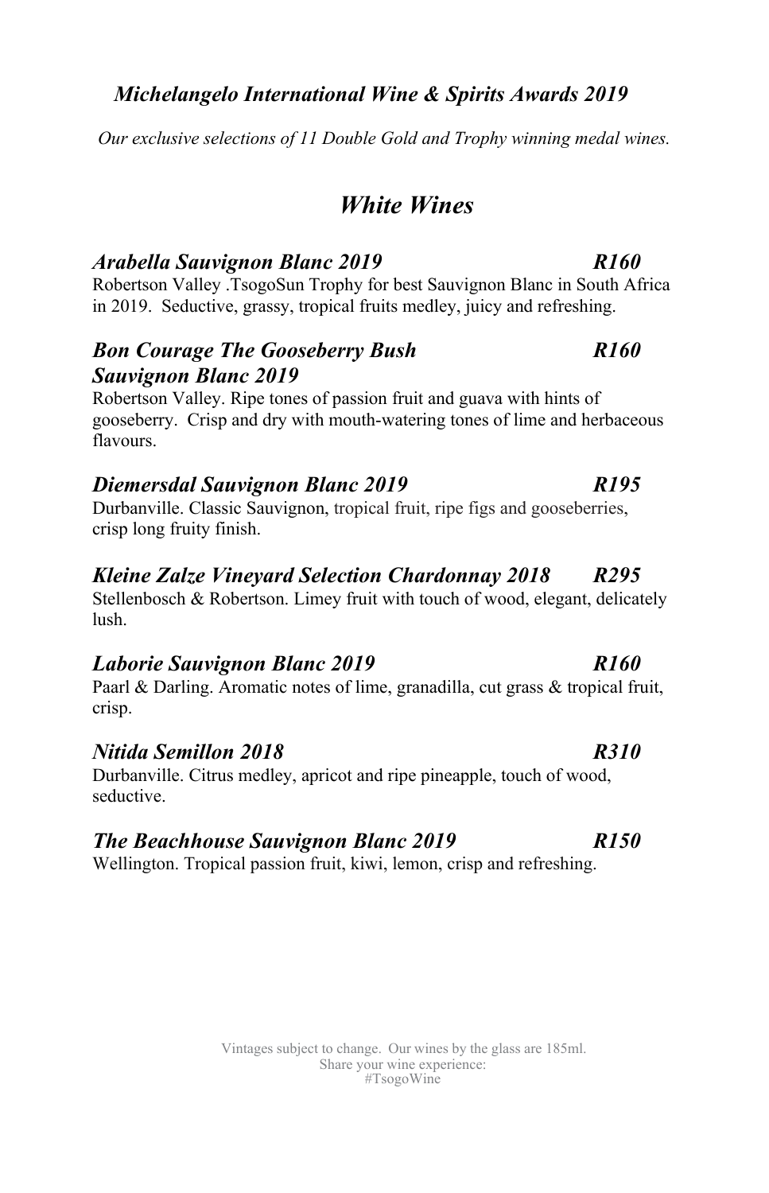### *Michelangelo International Wine & Spirits Awards 2019*

*Our exclusive selections of 11 Double Gold and Trophy winning medal wines.*

## *White Wines*

### *Arabella Sauvignon Blanc 2019* — *R160*

Robertson Valley .TsogoSun Trophy for best Sauvignon Blanc in South Africa in 2019. Seductive, grassy, tropical fruits medley, juicy and refreshing.

### *Bon Courage The Gooseberry Bush Sauvignon Blanc 2019* — *R160*

Robertson Valley. Ripe tones of passion fruit and guava with hints of gooseberry. Crisp and dry with mouth-watering tones of lime and herbaceous flavours.

### *Diemersdal Sauvignon Blanc 2019* — *R195*

Durbanville. Classic Sauvignon, tropical fruit, ripe figs and gooseberries, crisp long fruity finish.

### *Kleine Zalze Vineyard Selection Chardonnay 2018* — *R295*

Stellenbosch & Robertson. Limey fruit with touch of wood, elegant, delicately lush.

### *Laborie Sauvignon Blanc 2019* — *R160*

Paarl & Darling. Aromatic notes of lime, granadilla, cut grass & tropical fruit, crisp.

### *Nitida Semillon 2018* — *R310*

Durbanville. Citrus medley, apricot and ripe pineapple, touch of wood, seductive.

### *The Beachhouse Sauvignon Blanc 2019* — *R150*

Wellington. Tropical passion fruit, kiwi, lemon, crisp and refreshing.

Vintages subject to change. Our wines by the glass are 185ml.
Share your wine experience:
#TsogoWine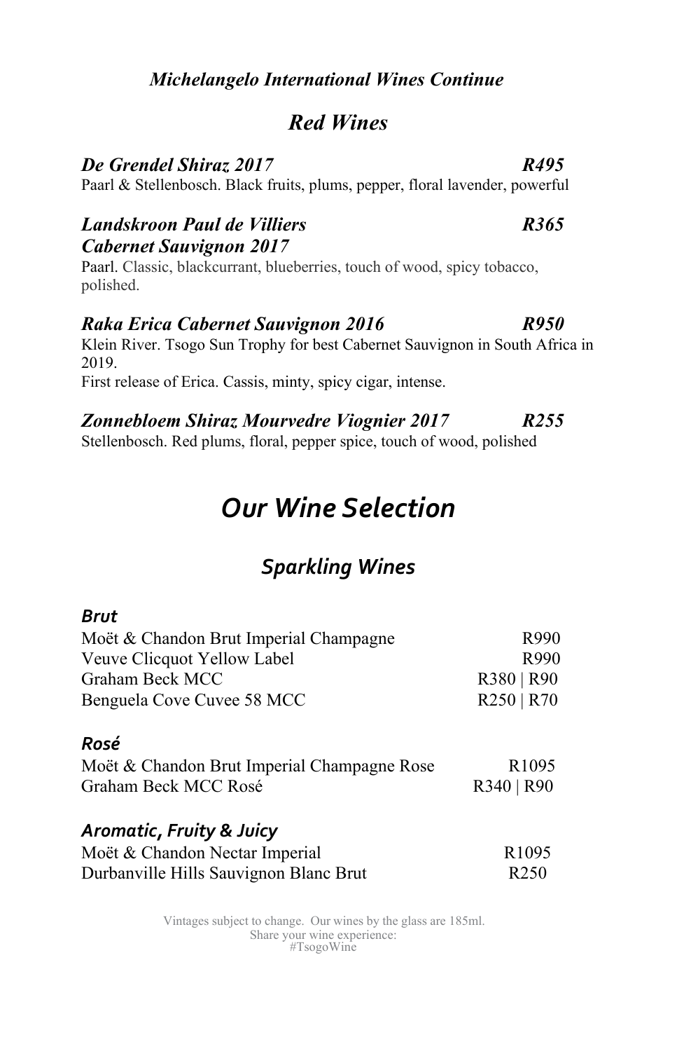*Michelangelo International Wines Continue*

## *Red Wines*

***De Grendel Shiraz 2017*** ***R495***
Paarl & Stellenbosch. Black fruits, plums, pepper, floral lavender, powerful

***Landskroon Paul de Villiers Cabernet Sauvignon 2017*** ***R365***
Paarl. Classic, blackcurrant, blueberries, touch of wood, spicy tobacco, polished.

***Raka Erica Cabernet Sauvignon 2016*** ***R950***
Klein River. Tsogo Sun Trophy for best Cabernet Sauvignon in South Africa in 2019.
First release of Erica. Cassis, minty, spicy cigar, intense.

***Zonnebloem Shiraz Mourvedre Viognier 2017*** ***R255***
Stellenbosch. Red plums, floral, pepper spice, touch of wood, polished

# *Our Wine Selection*

## *Sparkling Wines*

### *Brut*

| Wine | Price |
|---|---|
| Moët & Chandon Brut Imperial Champagne | R990 |
| Veuve Clicquot Yellow Label | R990 |
| Graham Beck MCC | R380 \| R90 |
| Benguela Cove Cuvee 58 MCC | R250 \| R70 |

### *Rosé*

| Wine | Price |
|---|---|
| Moët & Chandon Brut Imperial Champagne Rose | R1095 |
| Graham Beck MCC Rosé | R340 \| R90 |

### *Aromatic, Fruity & Juicy*

| Wine | Price |
|---|---|
| Moët & Chandon Nectar Imperial | R1095 |
| Durbanville Hills Sauvignon Blanc Brut | R250 |

Vintages subject to change. Our wines by the glass are 185ml.
Share your wine experience:
#TsogoWine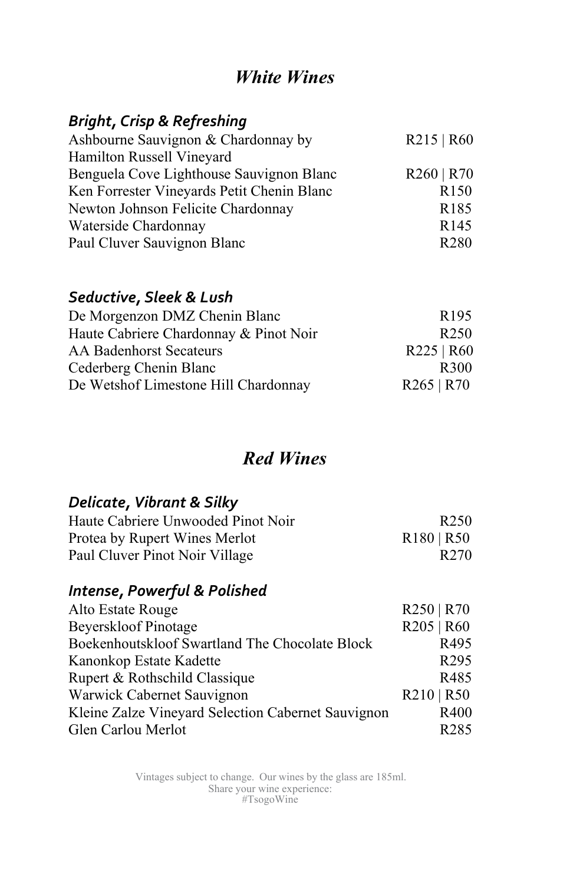# *White Wines*

### *Bright, Crisp & Refreshing*

| | |
|---|---|
| Ashbourne Sauvignon & Chardonnay by Hamilton Russell Vineyard | R215 \| R60 |
| Benguela Cove Lighthouse Sauvignon Blanc | R260 \| R70 |
| Ken Forrester Vineyards Petit Chenin Blanc | R150 |
| Newton Johnson Felicite Chardonnay | R185 |
| Waterside Chardonnay | R145 |
| Paul Cluver Sauvignon Blanc | R280 |

### *Seductive, Sleek & Lush*

| | |
|---|---|
| De Morgenzon DMZ Chenin Blanc | R195 |
| Haute Cabriere Chardonnay & Pinot Noir | R250 |
| AA Badenhorst Secateurs | R225 \| R60 |
| Cederberg Chenin Blanc | R300 |
| De Wetshof Limestone Hill Chardonnay | R265 \| R70 |

# *Red Wines*

### *Delicate, Vibrant & Silky*

| | |
|---|---|
| Haute Cabriere Unwooded Pinot Noir | R250 |
| Protea by Rupert Wines Merlot | R180 \| R50 |
| Paul Cluver Pinot Noir Village | R270 |

### *Intense, Powerful & Polished*

| | |
|---|---|
| Alto Estate Rouge | R250 \| R70 |
| Beyerskloof Pinotage | R205 \| R60 |
| Boekenhoutskloof Swartland The Chocolate Block | R495 |
| Kanonkop Estate Kadette | R295 |
| Rupert & Rothschild Classique | R485 |
| Warwick Cabernet Sauvignon | R210 \| R50 |
| Kleine Zalze Vineyard Selection Cabernet Sauvignon | R400 |
| Glen Carlou Merlot | R285 |

Vintages subject to change. Our wines by the glass are 185ml.
Share your wine experience:
#TsogoWine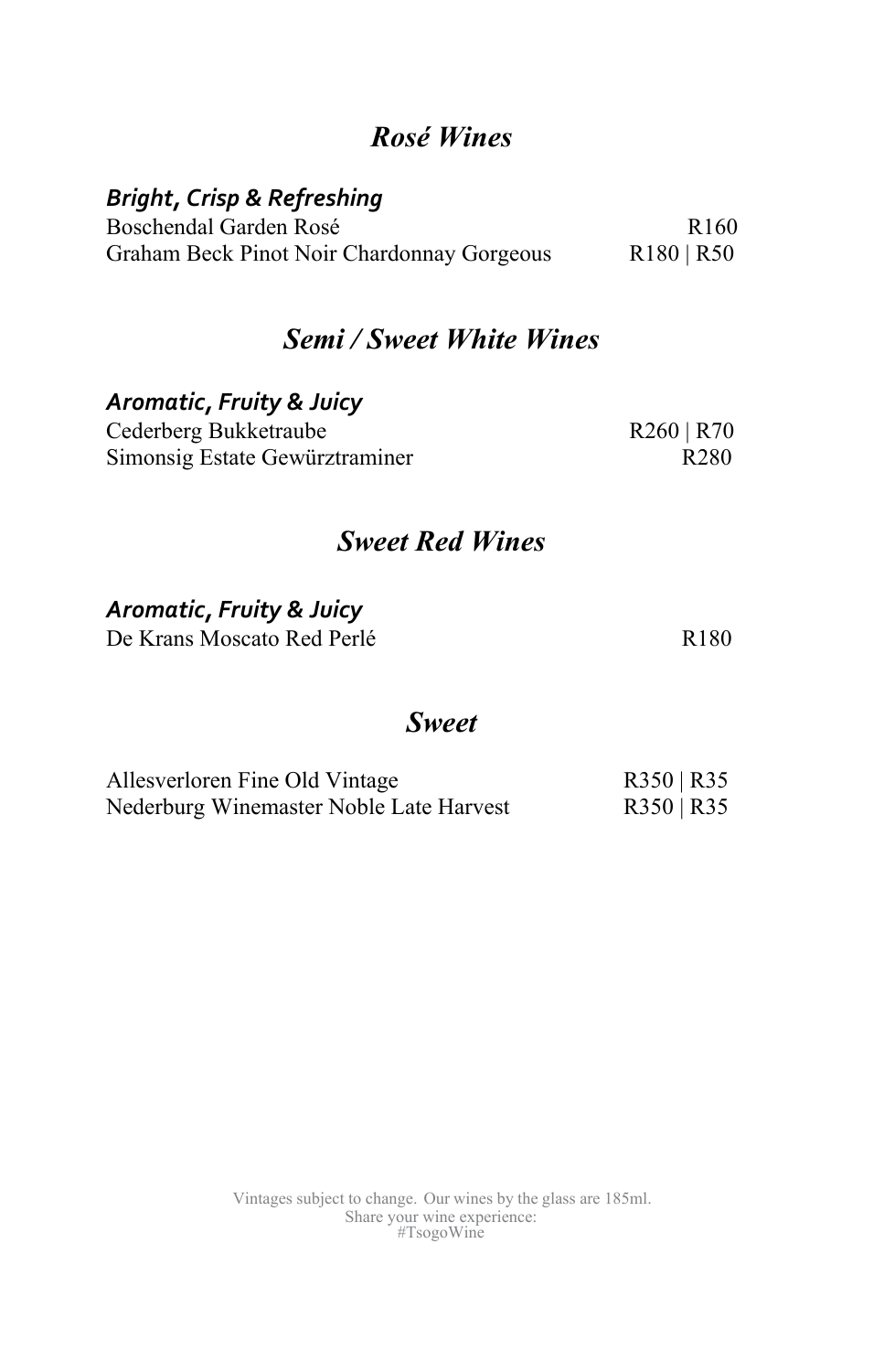## *Rosé Wines*

### *Bright, Crisp & Refreshing*

| | |
|---|---|
| Boschendal Garden Rosé | R160 |
| Graham Beck Pinot Noir Chardonnay Gorgeous | R180 \| R50 |

## *Semi / Sweet White Wines*

### *Aromatic, Fruity & Juicy*

| | |
|---|---|
| Cederberg Bukketraube | R260 \| R70 |
| Simonsig Estate Gewürztraminer | R280 |

## *Sweet Red Wines*

### *Aromatic, Fruity & Juicy*

| | |
|---|---|
| De Krans Moscato Red Perlé | R180 |

## *Sweet*

| | |
|---|---|
| Allesverloren Fine Old Vintage | R350 \| R35 |
| Nederburg Winemaster Noble Late Harvest | R350 \| R35 |

Vintages subject to change. Our wines by the glass are 185ml.
Share your wine experience:
#TsogoWine